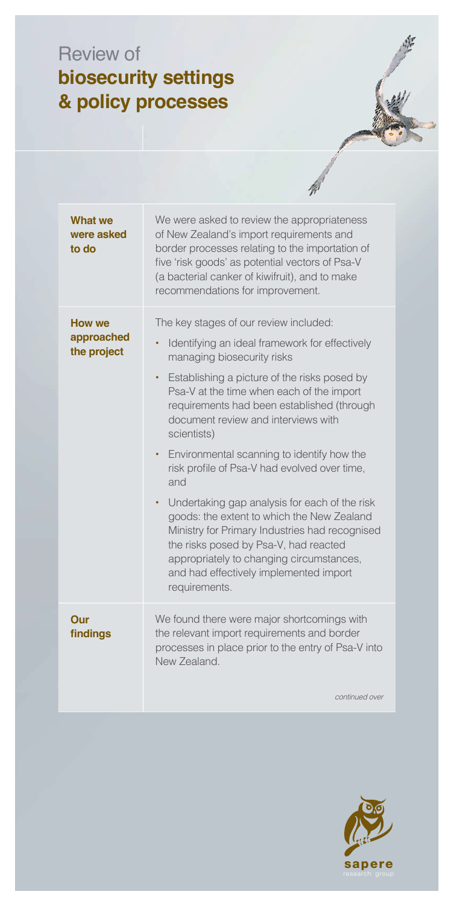# Review of **biosecurity settings & policy processes**

| | |
|---|---|
| **What we were asked to do** | We were asked to review the appropriateness of New Zealand's import requirements and border processes relating to the importation of five 'risk goods' as potential vectors of Psa-V (a bacterial canker of kiwifruit), and to make recommendations for improvement. |
| **How we approached the project** | The key stages of our review included:<br>• Identifying an ideal framework for effectively managing biosecurity risks<br>• Establishing a picture of the risks posed by Psa-V at the time when each of the import requirements had been established (through document review and interviews with scientists)<br>• Environmental scanning to identify how the risk profile of Psa-V had evolved over time, and<br>• Undertaking gap analysis for each of the risk goods: the extent to which the New Zealand Ministry for Primary Industries had recognised the risks posed by Psa-V, had reacted appropriately to changing circumstances, and had effectively implemented import requirements. |
| **Our findings** | We found there were major shortcomings with the relevant import requirements and border processes in place prior to the entry of Psa-V into New Zealand.<br><br>*continued over* |

sapere
research group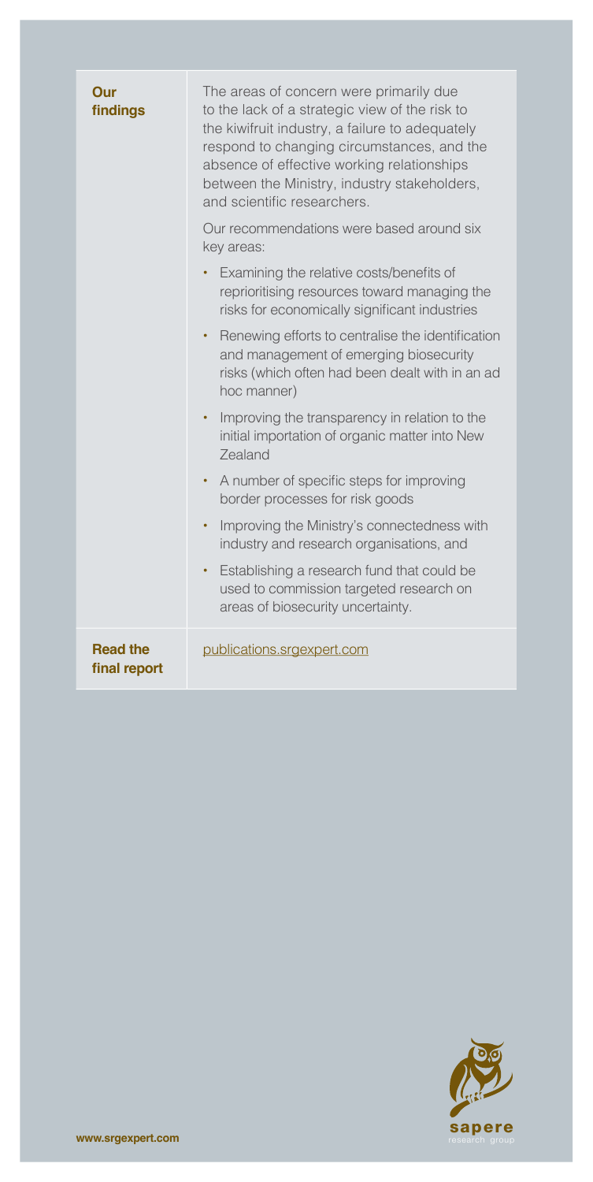| | |
|---|---|
| **Our findings** | The areas of concern were primarily due to the lack of a strategic view of the risk to the kiwifruit industry, a failure to adequately respond to changing circumstances, and the absence of effective working relationships between the Ministry, industry stakeholders, and scientific researchers.<br><br>Our recommendations were based around six key areas:<br>• Examining the relative costs/benefits of reprioritising resources toward managing the risks for economically significant industries<br>• Renewing efforts to centralise the identification and management of emerging biosecurity risks (which often had been dealt with in an ad hoc manner)<br>• Improving the transparency in relation to the initial importation of organic matter into New Zealand<br>• A number of specific steps for improving border processes for risk goods<br>• Improving the Ministry's connectedness with industry and research organisations, and<br>• Establishing a research fund that could be used to commission targeted research on areas of biosecurity uncertainty. |
| **Read the final report** | publications.srgexpert.com |

sapere
research group

www.srgexpert.com